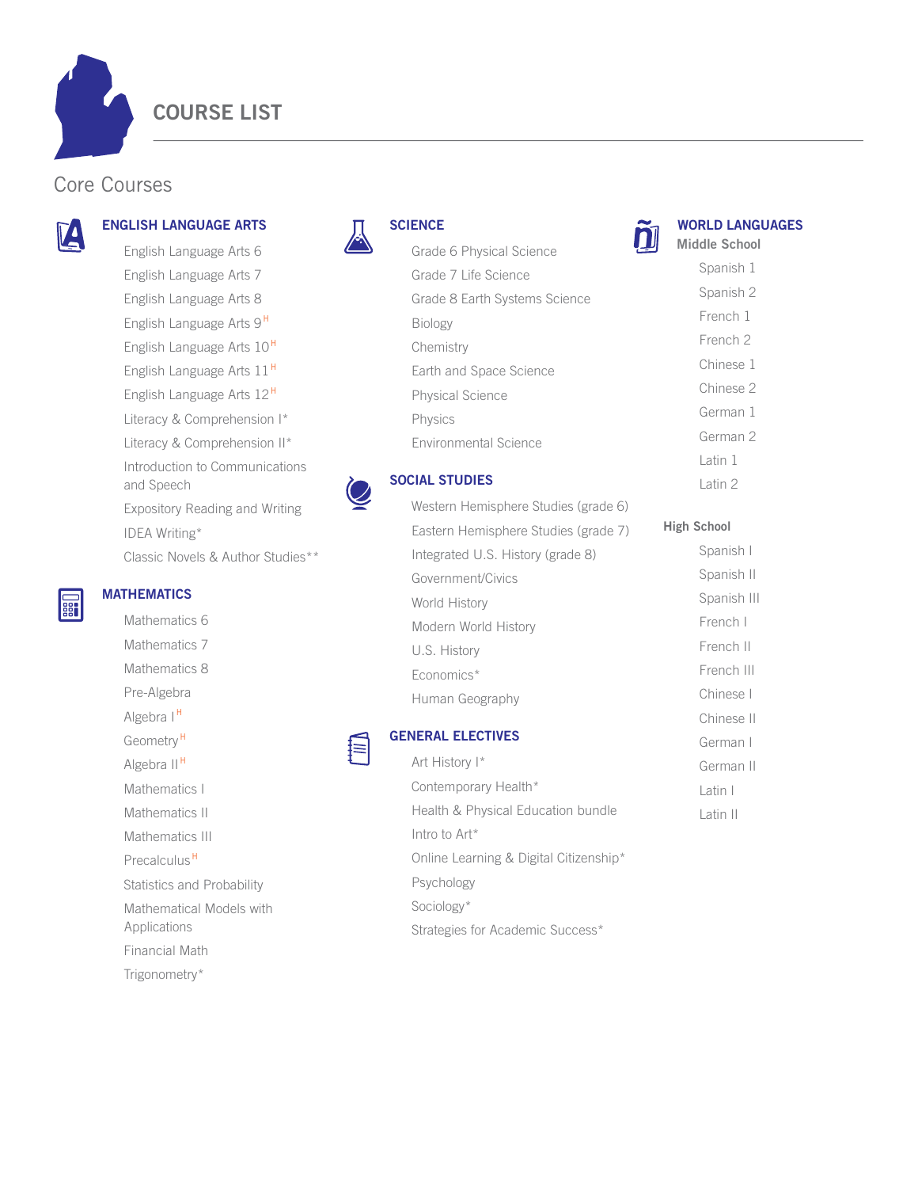# COURSE LIST

## Core Courses

### ENGLISH LANGUAGE ARTS

- English Language Arts 6
- English Language Arts 7
- English Language Arts 8
- English Language Arts 9 [H]
- English Language Arts 10 [H]
- English Language Arts 11 [H]
- English Language Arts 12 [H]
- Literacy & Comprehension I*
- Literacy & Comprehension II*
- Introduction to Communications and Speech
- Expository Reading and Writing
- IDEA Writing*
- Classic Novels & Author Studies**

### MATHEMATICS

- Mathematics 6
- Mathematics 7
- Mathematics 8
- Pre-Algebra
- Algebra I [H]
- Geometry [H]
- Algebra II [H]
- Mathematics I
- Mathematics II
- Mathematics III
- Precalculus [H]
- Statistics and Probability
- Mathematical Models with Applications
- Financial Math
- Trigonometry*

### SCIENCE

- Grade 6 Physical Science
- Grade 7 Life Science
- Grade 8 Earth Systems Science
- Biology
- Chemistry
- Earth and Space Science
- Physical Science
- Physics
- Environmental Science

### SOCIAL STUDIES

- Western Hemisphere Studies (grade 6)
- Eastern Hemisphere Studies (grade 7)
- Integrated U.S. History (grade 8)
- Government/Civics
- World History
- Modern World History
- U.S. History
- Economics*
- Human Geography

### GENERAL ELECTIVES

- Art History I*
- Contemporary Health*
- Health & Physical Education bundle
- Intro to Art*
- Online Learning & Digital Citizenship*
- Psychology
- Sociology*
- Strategies for Academic Success*

### WORLD LANGUAGES

**Middle School**

- Spanish 1
- Spanish 2
- French 1
- French 2
- Chinese 1
- Chinese 2
- German 1
- German 2
- Latin 1
- Latin 2

**High School**

- Spanish I
- Spanish II
- Spanish III
- French I
- French II
- French III
- Chinese I
- Chinese II
- German I
- German II
- Latin I
- Latin II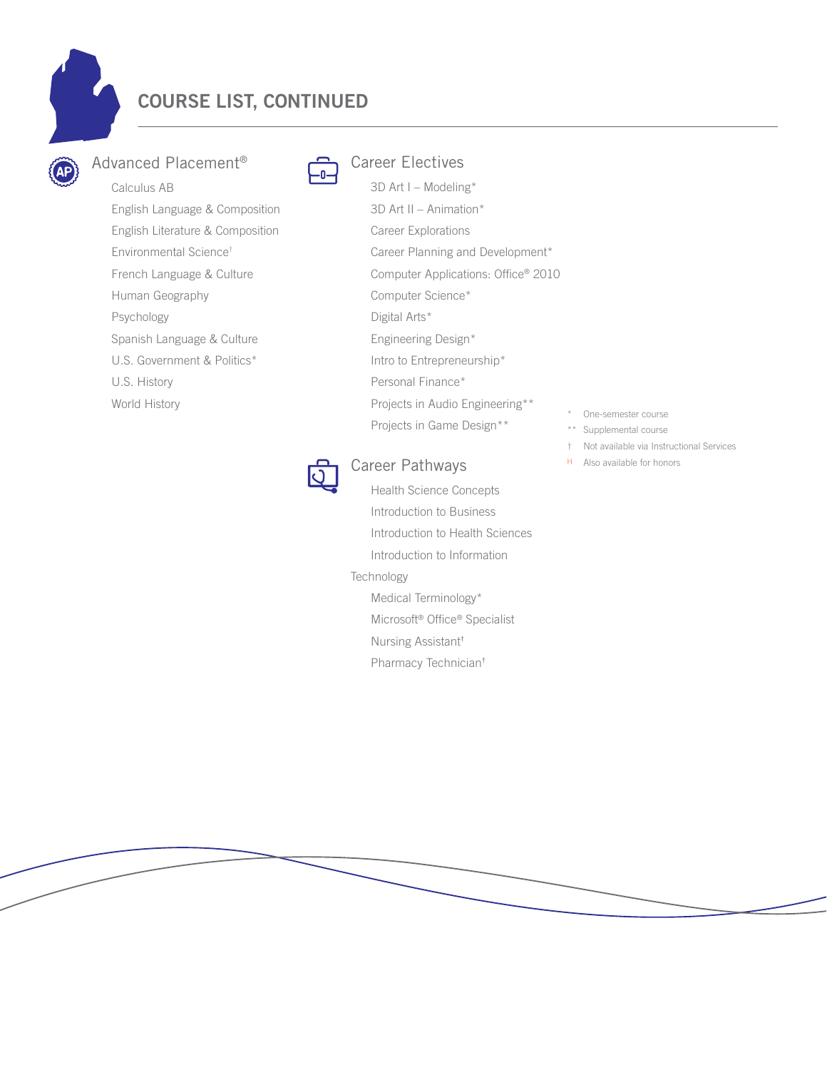# COURSE LIST, CONTINUED

## Advanced Placement®

- Calculus AB
- English Language & Composition
- English Literature & Composition
- Environmental Science†
- French Language & Culture
- Human Geography
- Psychology
- Spanish Language & Culture
- U.S. Government & Politics*
- U.S. History
- World History

## Career Electives

- 3D Art I – Modeling*
- 3D Art II – Animation*
- Career Explorations
- Career Planning and Development*
- Computer Applications: Office® 2010
- Computer Science*
- Digital Arts*
- Engineering Design*
- Intro to Entrepreneurship*
- Personal Finance*
- Projects in Audio Engineering**
- Projects in Game Design**

## Career Pathways

- Health Science Concepts
- Introduction to Business
- Introduction to Health Sciences
- Introduction to Information Technology
- Medical Terminology*
- Microsoft® Office® Specialist
- Nursing Assistant†
- Pharmacy Technician†

\* One-semester course
\*\* Supplemental course
† Not available via Instructional Services
H Also available for honors